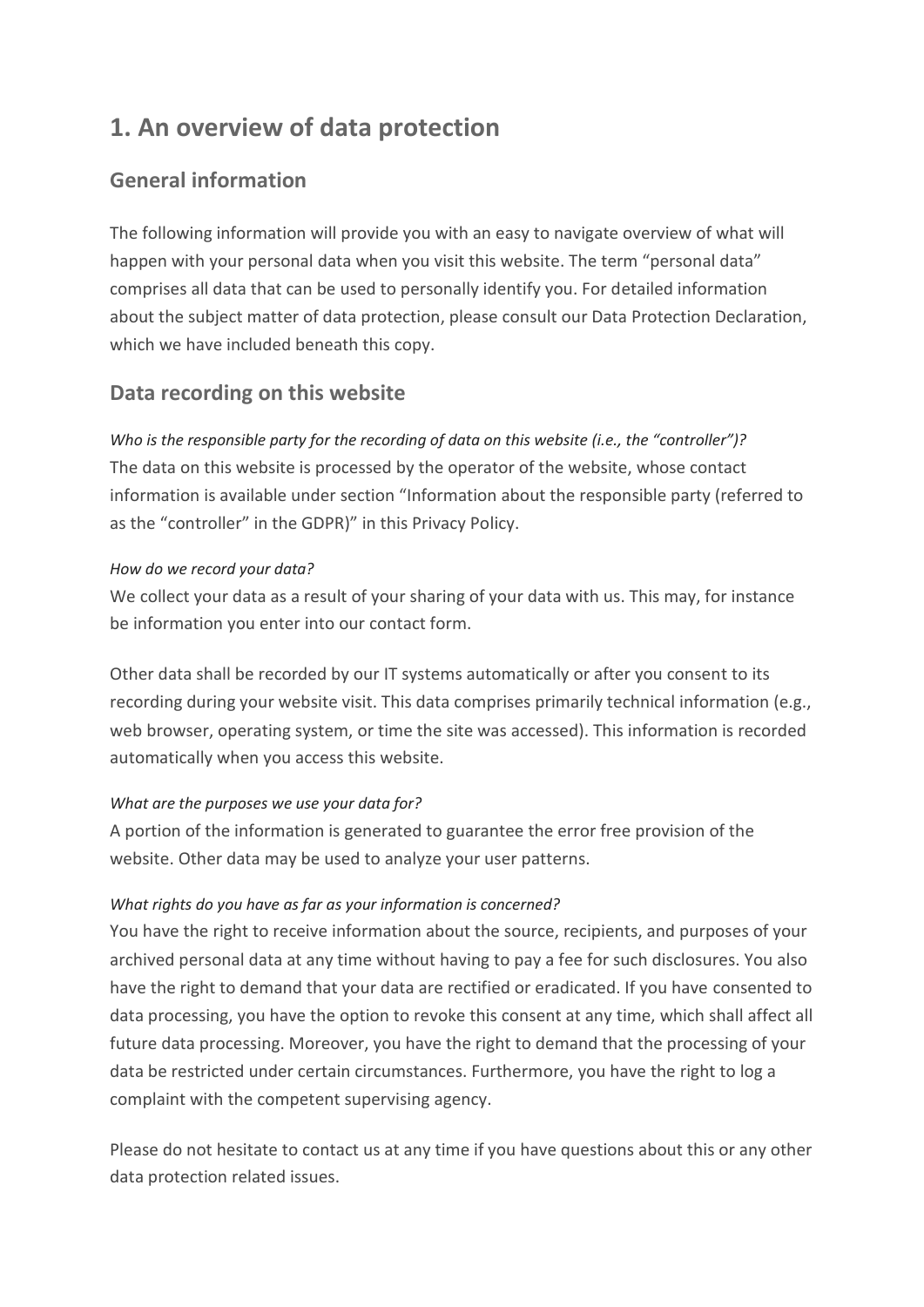# 1. An overview of data protection

## General information

The following information will provide you with an easy to navigate overview of what will happen with your personal data when you visit this website. The term "personal data" comprises all data that can be used to personally identify you. For detailed information about the subject matter of data protection, please consult our Data Protection Declaration, which we have included beneath this copy.

## Data recording on this website

*Who is the responsible party for the recording of data on this website (i.e., the "controller")?*
The data on this website is processed by the operator of the website, whose contact information is available under section "Information about the responsible party (referred to as the "controller" in the GDPR)" in this Privacy Policy.

*How do we record your data?*
We collect your data as a result of your sharing of your data with us. This may, for instance be information you enter into our contact form.

Other data shall be recorded by our IT systems automatically or after you consent to its recording during your website visit. This data comprises primarily technical information (e.g., web browser, operating system, or time the site was accessed). This information is recorded automatically when you access this website.

*What are the purposes we use your data for?*
A portion of the information is generated to guarantee the error free provision of the website. Other data may be used to analyze your user patterns.

*What rights do you have as far as your information is concerned?*
You have the right to receive information about the source, recipients, and purposes of your archived personal data at any time without having to pay a fee for such disclosures. You also have the right to demand that your data are rectified or eradicated. If you have consented to data processing, you have the option to revoke this consent at any time, which shall affect all future data processing. Moreover, you have the right to demand that the processing of your data be restricted under certain circumstances. Furthermore, you have the right to log a complaint with the competent supervising agency.

Please do not hesitate to contact us at any time if you have questions about this or any other data protection related issues.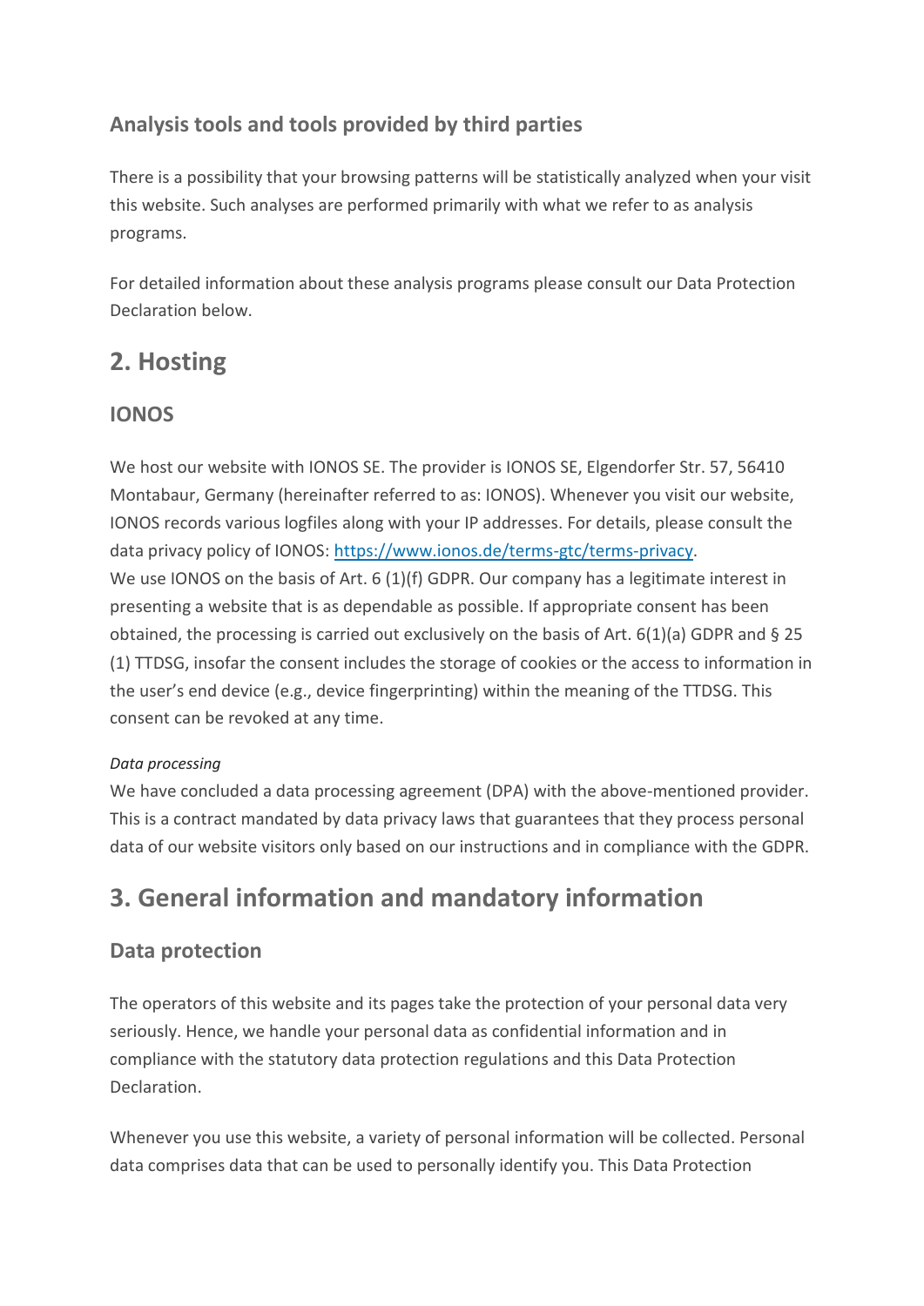### Analysis tools and tools provided by third parties

There is a possibility that your browsing patterns will be statistically analyzed when your visit this website. Such analyses are performed primarily with what we refer to as analysis programs.

For detailed information about these analysis programs please consult our Data Protection Declaration below.

## 2. Hosting

### IONOS

We host our website with IONOS SE. The provider is IONOS SE, Elgendorfer Str. 57, 56410 Montabaur, Germany (hereinafter referred to as: IONOS). Whenever you visit our website, IONOS records various logfiles along with your IP addresses. For details, please consult the data privacy policy of IONOS: [https://www.ionos.de/terms-gtc/terms-privacy](https://www.ionos.de/terms-gtc/terms-privacy).
We use IONOS on the basis of Art. 6 (1)(f) GDPR. Our company has a legitimate interest in presenting a website that is as dependable as possible. If appropriate consent has been obtained, the processing is carried out exclusively on the basis of Art. 6(1)(a) GDPR and § 25 (1) TTDSG, insofar the consent includes the storage of cookies or the access to information in the user's end device (e.g., device fingerprinting) within the meaning of the TTDSG. This consent can be revoked at any time.

*Data processing*
We have concluded a data processing agreement (DPA) with the above-mentioned provider. This is a contract mandated by data privacy laws that guarantees that they process personal data of our website visitors only based on our instructions and in compliance with the GDPR.

## 3. General information and mandatory information

### Data protection

The operators of this website and its pages take the protection of your personal data very seriously. Hence, we handle your personal data as confidential information and in compliance with the statutory data protection regulations and this Data Protection Declaration.

Whenever you use this website, a variety of personal information will be collected. Personal data comprises data that can be used to personally identify you. This Data Protection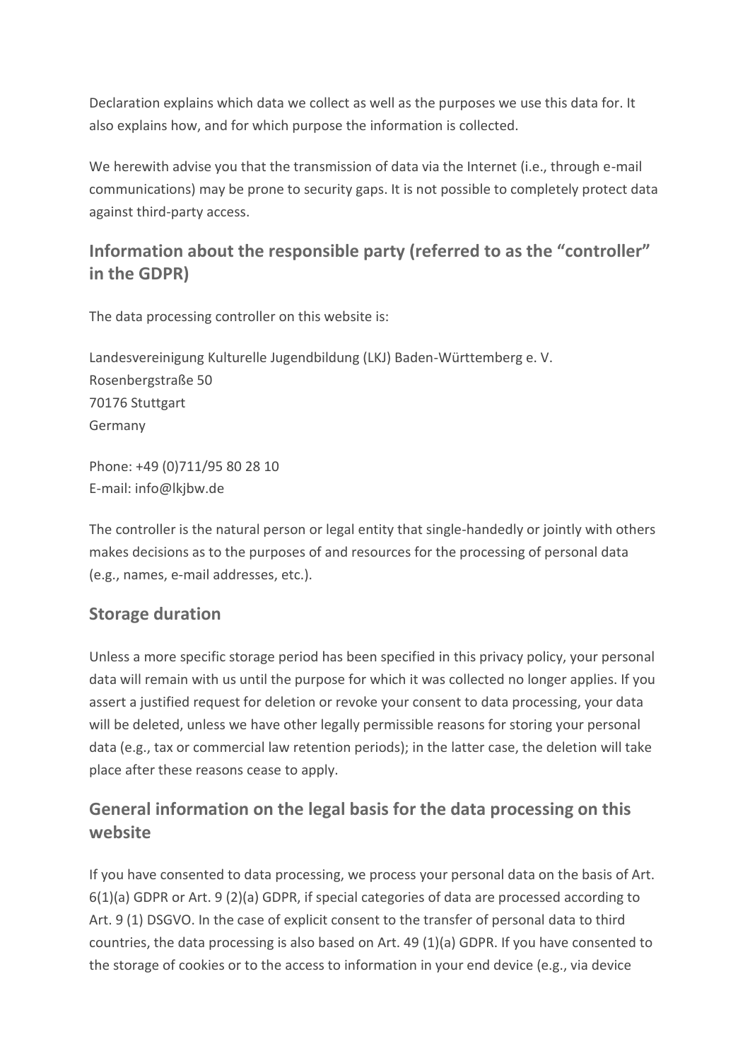Declaration explains which data we collect as well as the purposes we use this data for. It also explains how, and for which purpose the information is collected.

We herewith advise you that the transmission of data via the Internet (i.e., through e-mail communications) may be prone to security gaps. It is not possible to completely protect data against third-party access.

## Information about the responsible party (referred to as the "controller" in the GDPR)

The data processing controller on this website is:

Landesvereinigung Kulturelle Jugendbildung (LKJ) Baden-Württemberg e. V.
Rosenbergstraße 50
70176 Stuttgart
Germany

Phone: +49 (0)711/95 80 28 10
E-mail: info@lkjbw.de

The controller is the natural person or legal entity that single-handedly or jointly with others makes decisions as to the purposes of and resources for the processing of personal data (e.g., names, e-mail addresses, etc.).

## Storage duration

Unless a more specific storage period has been specified in this privacy policy, your personal data will remain with us until the purpose for which it was collected no longer applies. If you assert a justified request for deletion or revoke your consent to data processing, your data will be deleted, unless we have other legally permissible reasons for storing your personal data (e.g., tax or commercial law retention periods); in the latter case, the deletion will take place after these reasons cease to apply.

## General information on the legal basis for the data processing on this website

If you have consented to data processing, we process your personal data on the basis of Art. 6(1)(a) GDPR or Art. 9 (2)(a) GDPR, if special categories of data are processed according to Art. 9 (1) DSGVO. In the case of explicit consent to the transfer of personal data to third countries, the data processing is also based on Art. 49 (1)(a) GDPR. If you have consented to the storage of cookies or to the access to information in your end device (e.g., via device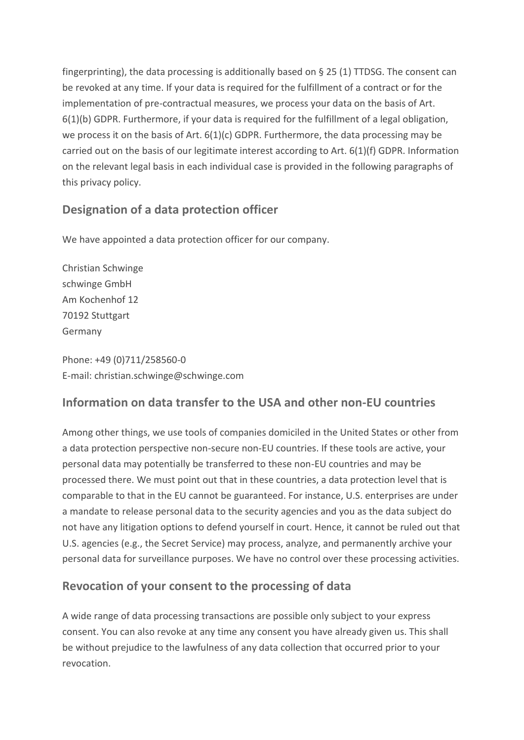fingerprinting), the data processing is additionally based on § 25 (1) TTDSG. The consent can be revoked at any time. If your data is required for the fulfillment of a contract or for the implementation of pre-contractual measures, we process your data on the basis of Art. 6(1)(b) GDPR. Furthermore, if your data is required for the fulfillment of a legal obligation, we process it on the basis of Art. 6(1)(c) GDPR. Furthermore, the data processing may be carried out on the basis of our legitimate interest according to Art. 6(1)(f) GDPR. Information on the relevant legal basis in each individual case is provided in the following paragraphs of this privacy policy.

## Designation of a data protection officer

We have appointed a data protection officer for our company.

Christian Schwinge
schwinge GmbH
Am Kochenhof 12
70192 Stuttgart
Germany

Phone: +49 (0)711/258560-0
E-mail: christian.schwinge@schwinge.com

## Information on data transfer to the USA and other non-EU countries

Among other things, we use tools of companies domiciled in the United States or other from a data protection perspective non-secure non-EU countries. If these tools are active, your personal data may potentially be transferred to these non-EU countries and may be processed there. We must point out that in these countries, a data protection level that is comparable to that in the EU cannot be guaranteed. For instance, U.S. enterprises are under a mandate to release personal data to the security agencies and you as the data subject do not have any litigation options to defend yourself in court. Hence, it cannot be ruled out that U.S. agencies (e.g., the Secret Service) may process, analyze, and permanently archive your personal data for surveillance purposes. We have no control over these processing activities.

## Revocation of your consent to the processing of data

A wide range of data processing transactions are possible only subject to your express consent. You can also revoke at any time any consent you have already given us. This shall be without prejudice to the lawfulness of any data collection that occurred prior to your revocation.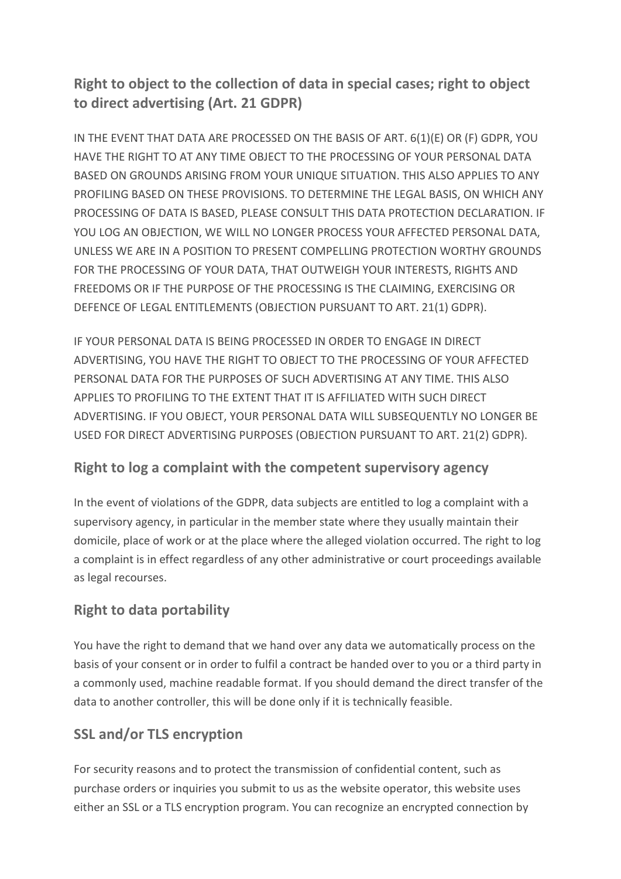### Right to object to the collection of data in special cases; right to object to direct advertising (Art. 21 GDPR)

IN THE EVENT THAT DATA ARE PROCESSED ON THE BASIS OF ART. 6(1)(E) OR (F) GDPR, YOU HAVE THE RIGHT TO AT ANY TIME OBJECT TO THE PROCESSING OF YOUR PERSONAL DATA BASED ON GROUNDS ARISING FROM YOUR UNIQUE SITUATION. THIS ALSO APPLIES TO ANY PROFILING BASED ON THESE PROVISIONS. TO DETERMINE THE LEGAL BASIS, ON WHICH ANY PROCESSING OF DATA IS BASED, PLEASE CONSULT THIS DATA PROTECTION DECLARATION. IF YOU LOG AN OBJECTION, WE WILL NO LONGER PROCESS YOUR AFFECTED PERSONAL DATA, UNLESS WE ARE IN A POSITION TO PRESENT COMPELLING PROTECTION WORTHY GROUNDS FOR THE PROCESSING OF YOUR DATA, THAT OUTWEIGH YOUR INTERESTS, RIGHTS AND FREEDOMS OR IF THE PURPOSE OF THE PROCESSING IS THE CLAIMING, EXERCISING OR DEFENCE OF LEGAL ENTITLEMENTS (OBJECTION PURSUANT TO ART. 21(1) GDPR).

IF YOUR PERSONAL DATA IS BEING PROCESSED IN ORDER TO ENGAGE IN DIRECT ADVERTISING, YOU HAVE THE RIGHT TO OBJECT TO THE PROCESSING OF YOUR AFFECTED PERSONAL DATA FOR THE PURPOSES OF SUCH ADVERTISING AT ANY TIME. THIS ALSO APPLIES TO PROFILING TO THE EXTENT THAT IT IS AFFILIATED WITH SUCH DIRECT ADVERTISING. IF YOU OBJECT, YOUR PERSONAL DATA WILL SUBSEQUENTLY NO LONGER BE USED FOR DIRECT ADVERTISING PURPOSES (OBJECTION PURSUANT TO ART. 21(2) GDPR).

### Right to log a complaint with the competent supervisory agency

In the event of violations of the GDPR, data subjects are entitled to log a complaint with a supervisory agency, in particular in the member state where they usually maintain their domicile, place of work or at the place where the alleged violation occurred. The right to log a complaint is in effect regardless of any other administrative or court proceedings available as legal recourses.

### Right to data portability

You have the right to demand that we hand over any data we automatically process on the basis of your consent or in order to fulfil a contract be handed over to you or a third party in a commonly used, machine readable format. If you should demand the direct transfer of the data to another controller, this will be done only if it is technically feasible.

### SSL and/or TLS encryption

For security reasons and to protect the transmission of confidential content, such as purchase orders or inquiries you submit to us as the website operator, this website uses either an SSL or a TLS encryption program. You can recognize an encrypted connection by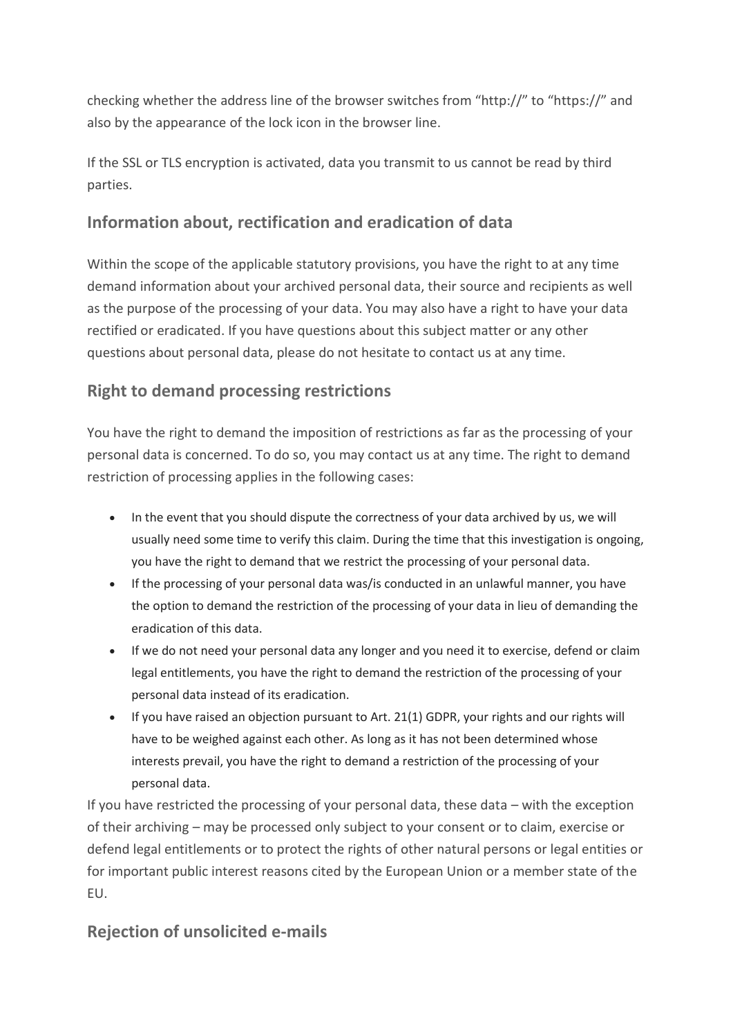checking whether the address line of the browser switches from "http://" to "https://" and also by the appearance of the lock icon in the browser line.

If the SSL or TLS encryption is activated, data you transmit to us cannot be read by third parties.

## Information about, rectification and eradication of data

Within the scope of the applicable statutory provisions, you have the right to at any time demand information about your archived personal data, their source and recipients as well as the purpose of the processing of your data. You may also have a right to have your data rectified or eradicated. If you have questions about this subject matter or any other questions about personal data, please do not hesitate to contact us at any time.

## Right to demand processing restrictions

You have the right to demand the imposition of restrictions as far as the processing of your personal data is concerned. To do so, you may contact us at any time. The right to demand restriction of processing applies in the following cases:

- In the event that you should dispute the correctness of your data archived by us, we will usually need some time to verify this claim. During the time that this investigation is ongoing, you have the right to demand that we restrict the processing of your personal data.
- If the processing of your personal data was/is conducted in an unlawful manner, you have the option to demand the restriction of the processing of your data in lieu of demanding the eradication of this data.
- If we do not need your personal data any longer and you need it to exercise, defend or claim legal entitlements, you have the right to demand the restriction of the processing of your personal data instead of its eradication.
- If you have raised an objection pursuant to Art. 21(1) GDPR, your rights and our rights will have to be weighed against each other. As long as it has not been determined whose interests prevail, you have the right to demand a restriction of the processing of your personal data.

If you have restricted the processing of your personal data, these data – with the exception of their archiving – may be processed only subject to your consent or to claim, exercise or defend legal entitlements or to protect the rights of other natural persons or legal entities or for important public interest reasons cited by the European Union or a member state of the EU.

## Rejection of unsolicited e-mails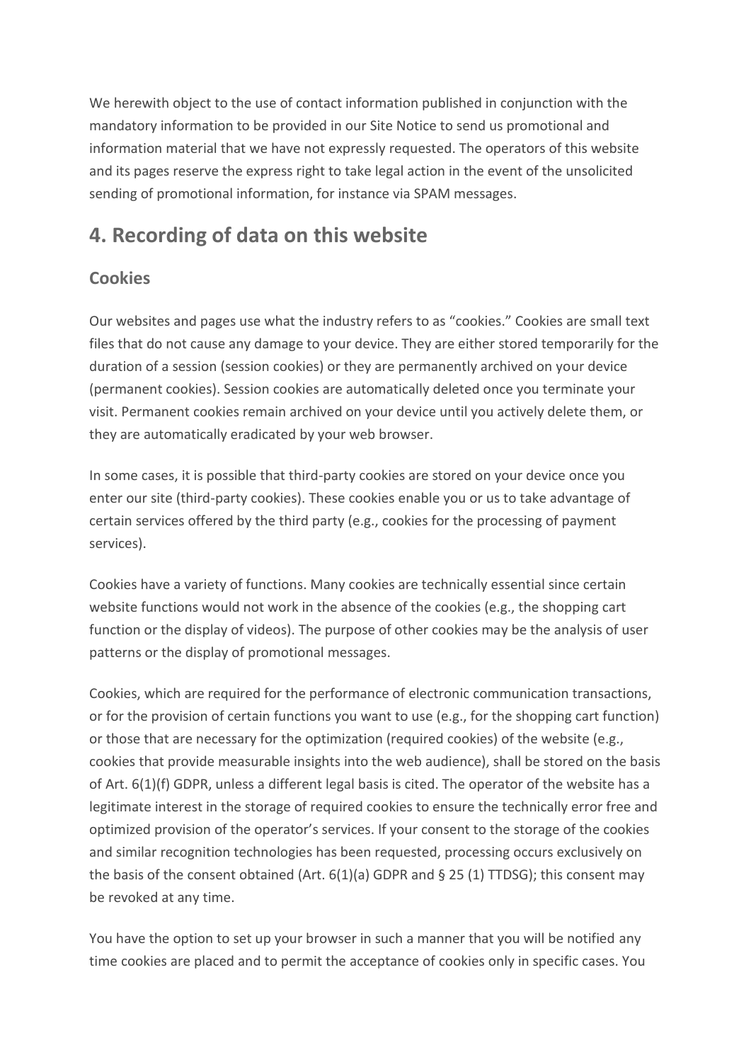We herewith object to the use of contact information published in conjunction with the mandatory information to be provided in our Site Notice to send us promotional and information material that we have not expressly requested. The operators of this website and its pages reserve the express right to take legal action in the event of the unsolicited sending of promotional information, for instance via SPAM messages.

## 4. Recording of data on this website

### Cookies

Our websites and pages use what the industry refers to as "cookies." Cookies are small text files that do not cause any damage to your device. They are either stored temporarily for the duration of a session (session cookies) or they are permanently archived on your device (permanent cookies). Session cookies are automatically deleted once you terminate your visit. Permanent cookies remain archived on your device until you actively delete them, or they are automatically eradicated by your web browser.

In some cases, it is possible that third-party cookies are stored on your device once you enter our site (third-party cookies). These cookies enable you or us to take advantage of certain services offered by the third party (e.g., cookies for the processing of payment services).

Cookies have a variety of functions. Many cookies are technically essential since certain website functions would not work in the absence of the cookies (e.g., the shopping cart function or the display of videos). The purpose of other cookies may be the analysis of user patterns or the display of promotional messages.

Cookies, which are required for the performance of electronic communication transactions, or for the provision of certain functions you want to use (e.g., for the shopping cart function) or those that are necessary for the optimization (required cookies) of the website (e.g., cookies that provide measurable insights into the web audience), shall be stored on the basis of Art. 6(1)(f) GDPR, unless a different legal basis is cited. The operator of the website has a legitimate interest in the storage of required cookies to ensure the technically error free and optimized provision of the operator's services. If your consent to the storage of the cookies and similar recognition technologies has been requested, processing occurs exclusively on the basis of the consent obtained (Art. 6(1)(a) GDPR and § 25 (1) TTDSG); this consent may be revoked at any time.

You have the option to set up your browser in such a manner that you will be notified any time cookies are placed and to permit the acceptance of cookies only in specific cases. You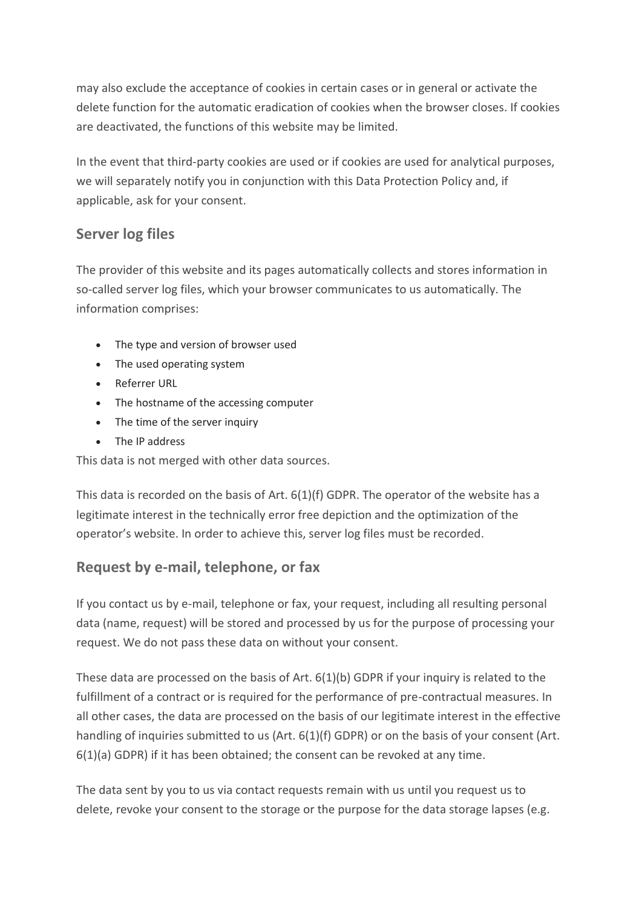may also exclude the acceptance of cookies in certain cases or in general or activate the delete function for the automatic eradication of cookies when the browser closes. If cookies are deactivated, the functions of this website may be limited.

In the event that third-party cookies are used or if cookies are used for analytical purposes, we will separately notify you in conjunction with this Data Protection Policy and, if applicable, ask for your consent.

## Server log files

The provider of this website and its pages automatically collects and stores information in so-called server log files, which your browser communicates to us automatically. The information comprises:

- The type and version of browser used
- The used operating system
- Referrer URL
- The hostname of the accessing computer
- The time of the server inquiry
- The IP address

This data is not merged with other data sources.

This data is recorded on the basis of Art. 6(1)(f) GDPR. The operator of the website has a legitimate interest in the technically error free depiction and the optimization of the operator's website. In order to achieve this, server log files must be recorded.

## Request by e-mail, telephone, or fax

If you contact us by e-mail, telephone or fax, your request, including all resulting personal data (name, request) will be stored and processed by us for the purpose of processing your request. We do not pass these data on without your consent.

These data are processed on the basis of Art. 6(1)(b) GDPR if your inquiry is related to the fulfillment of a contract or is required for the performance of pre-contractual measures. In all other cases, the data are processed on the basis of our legitimate interest in the effective handling of inquiries submitted to us (Art. 6(1)(f) GDPR) or on the basis of your consent (Art. 6(1)(a) GDPR) if it has been obtained; the consent can be revoked at any time.

The data sent by you to us via contact requests remain with us until you request us to delete, revoke your consent to the storage or the purpose for the data storage lapses (e.g.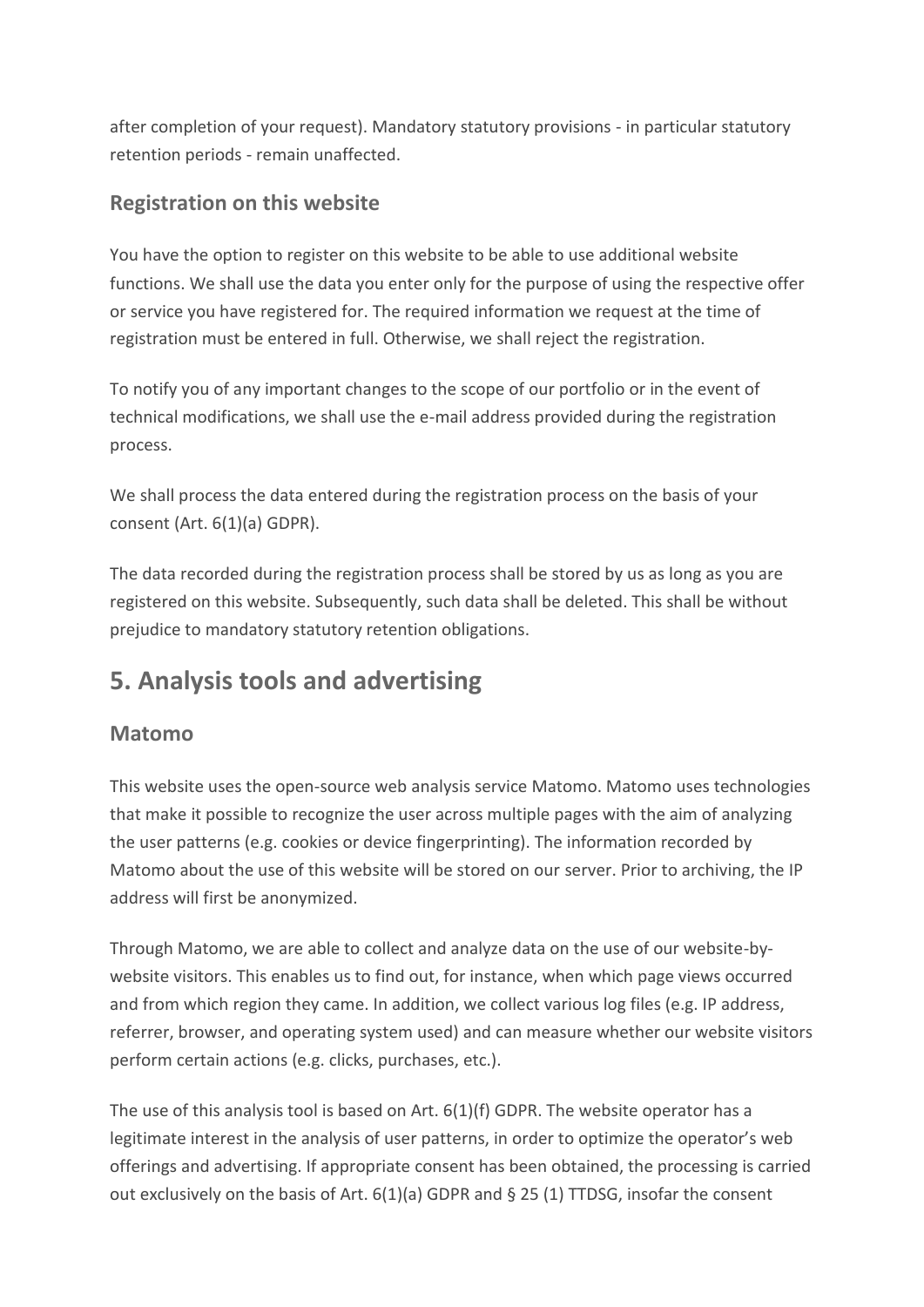after completion of your request). Mandatory statutory provisions - in particular statutory retention periods - remain unaffected.

### Registration on this website

You have the option to register on this website to be able to use additional website functions. We shall use the data you enter only for the purpose of using the respective offer or service you have registered for. The required information we request at the time of registration must be entered in full. Otherwise, we shall reject the registration.

To notify you of any important changes to the scope of our portfolio or in the event of technical modifications, we shall use the e-mail address provided during the registration process.

We shall process the data entered during the registration process on the basis of your consent (Art. 6(1)(a) GDPR).

The data recorded during the registration process shall be stored by us as long as you are registered on this website. Subsequently, such data shall be deleted. This shall be without prejudice to mandatory statutory retention obligations.

## 5. Analysis tools and advertising

### Matomo

This website uses the open-source web analysis service Matomo. Matomo uses technologies that make it possible to recognize the user across multiple pages with the aim of analyzing the user patterns (e.g. cookies or device fingerprinting). The information recorded by Matomo about the use of this website will be stored on our server. Prior to archiving, the IP address will first be anonymized.

Through Matomo, we are able to collect and analyze data on the use of our website-by-website visitors. This enables us to find out, for instance, when which page views occurred and from which region they came. In addition, we collect various log files (e.g. IP address, referrer, browser, and operating system used) and can measure whether our website visitors perform certain actions (e.g. clicks, purchases, etc.).

The use of this analysis tool is based on Art. 6(1)(f) GDPR. The website operator has a legitimate interest in the analysis of user patterns, in order to optimize the operator's web offerings and advertising. If appropriate consent has been obtained, the processing is carried out exclusively on the basis of Art. 6(1)(a) GDPR and § 25 (1) TTDSG, insofar the consent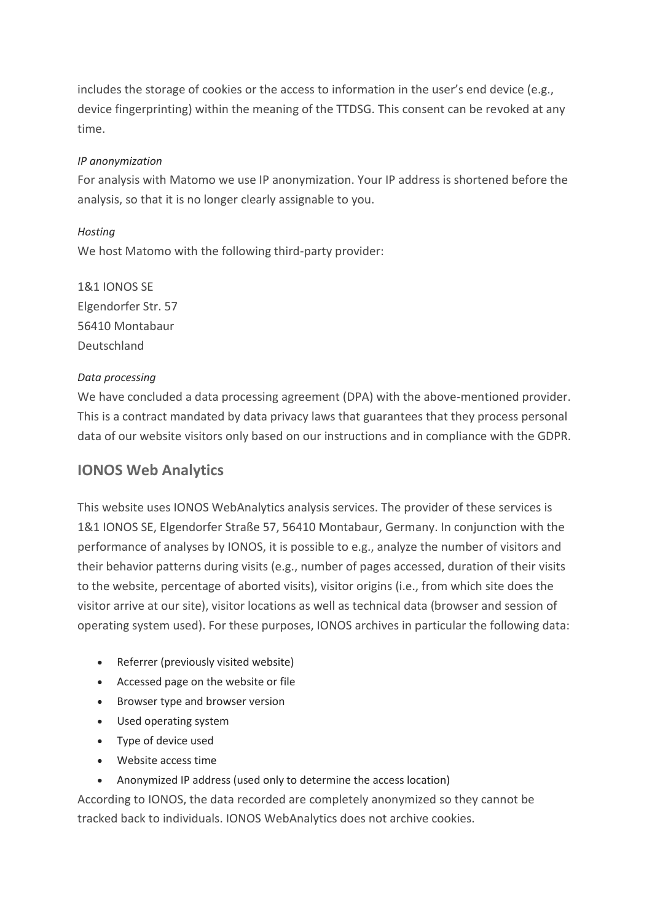includes the storage of cookies or the access to information in the user's end device (e.g., device fingerprinting) within the meaning of the TTDSG. This consent can be revoked at any time.

*IP anonymization*

For analysis with Matomo we use IP anonymization. Your IP address is shortened before the analysis, so that it is no longer clearly assignable to you.

*Hosting*

We host Matomo with the following third-party provider:

1&1 IONOS SE
Elgendorfer Str. 57
56410 Montabaur
Deutschland

*Data processing*

We have concluded a data processing agreement (DPA) with the above-mentioned provider. This is a contract mandated by data privacy laws that guarantees that they process personal data of our website visitors only based on our instructions and in compliance with the GDPR.

## IONOS Web Analytics

This website uses IONOS WebAnalytics analysis services. The provider of these services is 1&1 IONOS SE, Elgendorfer Straße 57, 56410 Montabaur, Germany. In conjunction with the performance of analyses by IONOS, it is possible to e.g., analyze the number of visitors and their behavior patterns during visits (e.g., number of pages accessed, duration of their visits to the website, percentage of aborted visits), visitor origins (i.e., from which site does the visitor arrive at our site), visitor locations as well as technical data (browser and session of operating system used). For these purposes, IONOS archives in particular the following data:

- Referrer (previously visited website)
- Accessed page on the website or file
- Browser type and browser version
- Used operating system
- Type of device used
- Website access time
- Anonymized IP address (used only to determine the access location)

According to IONOS, the data recorded are completely anonymized so they cannot be tracked back to individuals. IONOS WebAnalytics does not archive cookies.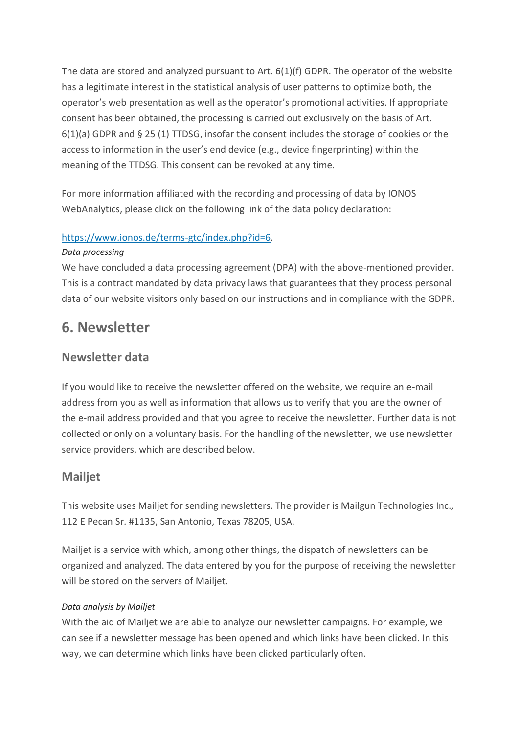The data are stored and analyzed pursuant to Art. 6(1)(f) GDPR. The operator of the website has a legitimate interest in the statistical analysis of user patterns to optimize both, the operator's web presentation as well as the operator's promotional activities. If appropriate consent has been obtained, the processing is carried out exclusively on the basis of Art. 6(1)(a) GDPR and § 25 (1) TTDSG, insofar the consent includes the storage of cookies or the access to information in the user's end device (e.g., device fingerprinting) within the meaning of the TTDSG. This consent can be revoked at any time.

For more information affiliated with the recording and processing of data by IONOS WebAnalytics, please click on the following link of the data policy declaration:

[https://www.ionos.de/terms-gtc/index.php?id=6](https://www.ionos.de/terms-gtc/index.php?id=6).

*Data processing*

We have concluded a data processing agreement (DPA) with the above-mentioned provider. This is a contract mandated by data privacy laws that guarantees that they process personal data of our website visitors only based on our instructions and in compliance with the GDPR.

## 6. Newsletter

### Newsletter data

If you would like to receive the newsletter offered on the website, we require an e-mail address from you as well as information that allows us to verify that you are the owner of the e-mail address provided and that you agree to receive the newsletter. Further data is not collected or only on a voluntary basis. For the handling of the newsletter, we use newsletter service providers, which are described below.

### Mailjet

This website uses Mailjet for sending newsletters. The provider is Mailgun Technologies Inc., 112 E Pecan Sr. #1135, San Antonio, Texas 78205, USA.

Mailjet is a service with which, among other things, the dispatch of newsletters can be organized and analyzed. The data entered by you for the purpose of receiving the newsletter will be stored on the servers of Mailjet.

*Data analysis by Mailjet*

With the aid of Mailjet we are able to analyze our newsletter campaigns. For example, we can see if a newsletter message has been opened and which links have been clicked. In this way, we can determine which links have been clicked particularly often.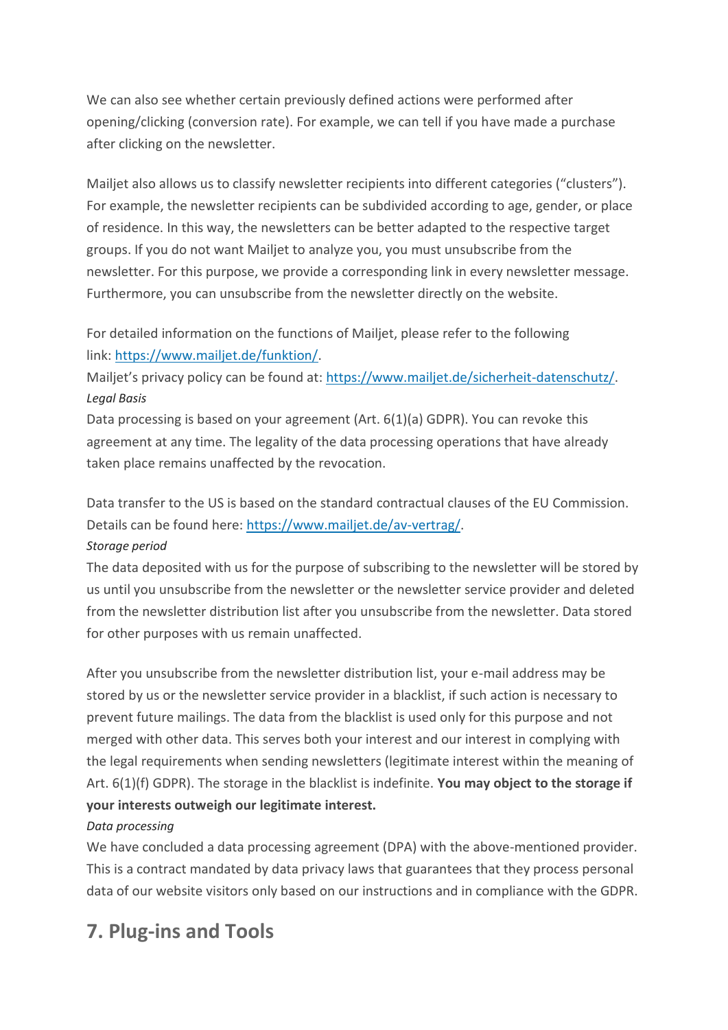We can also see whether certain previously defined actions were performed after opening/clicking (conversion rate). For example, we can tell if you have made a purchase after clicking on the newsletter.

Mailjet also allows us to classify newsletter recipients into different categories ("clusters"). For example, the newsletter recipients can be subdivided according to age, gender, or place of residence. In this way, the newsletters can be better adapted to the respective target groups. If you do not want Mailjet to analyze you, you must unsubscribe from the newsletter. For this purpose, we provide a corresponding link in every newsletter message. Furthermore, you can unsubscribe from the newsletter directly on the website.

For detailed information on the functions of Mailjet, please refer to the following link: [https://www.mailjet.de/funktion/](https://www.mailjet.de/funktion/).

Mailjet's privacy policy can be found at: [https://www.mailjet.de/sicherheit-datenschutz/](https://www.mailjet.de/sicherheit-datenschutz/).

*Legal Basis*

Data processing is based on your agreement (Art. 6(1)(a) GDPR). You can revoke this agreement at any time. The legality of the data processing operations that have already taken place remains unaffected by the revocation.

Data transfer to the US is based on the standard contractual clauses of the EU Commission. Details can be found here: [https://www.mailjet.de/av-vertrag/](https://www.mailjet.de/av-vertrag/).

*Storage period*

The data deposited with us for the purpose of subscribing to the newsletter will be stored by us until you unsubscribe from the newsletter or the newsletter service provider and deleted from the newsletter distribution list after you unsubscribe from the newsletter. Data stored for other purposes with us remain unaffected.

After you unsubscribe from the newsletter distribution list, your e-mail address may be stored by us or the newsletter service provider in a blacklist, if such action is necessary to prevent future mailings. The data from the blacklist is used only for this purpose and not merged with other data. This serves both your interest and our interest in complying with the legal requirements when sending newsletters (legitimate interest within the meaning of Art. 6(1)(f) GDPR). The storage in the blacklist is indefinite. **You may object to the storage if your interests outweigh our legitimate interest.**

*Data processing*

We have concluded a data processing agreement (DPA) with the above-mentioned provider. This is a contract mandated by data privacy laws that guarantees that they process personal data of our website visitors only based on our instructions and in compliance with the GDPR.

## 7. Plug-ins and Tools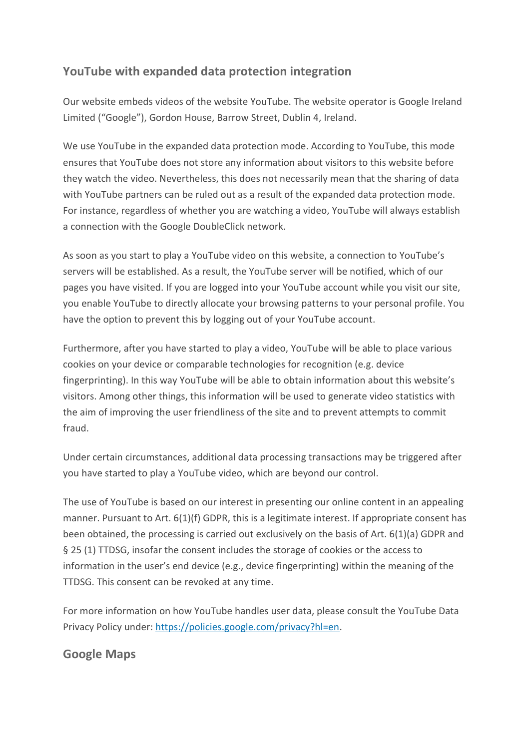## YouTube with expanded data protection integration

Our website embeds videos of the website YouTube. The website operator is Google Ireland Limited ("Google"), Gordon House, Barrow Street, Dublin 4, Ireland.

We use YouTube in the expanded data protection mode. According to YouTube, this mode ensures that YouTube does not store any information about visitors to this website before they watch the video. Nevertheless, this does not necessarily mean that the sharing of data with YouTube partners can be ruled out as a result of the expanded data protection mode. For instance, regardless of whether you are watching a video, YouTube will always establish a connection with the Google DoubleClick network.

As soon as you start to play a YouTube video on this website, a connection to YouTube's servers will be established. As a result, the YouTube server will be notified, which of our pages you have visited. If you are logged into your YouTube account while you visit our site, you enable YouTube to directly allocate your browsing patterns to your personal profile. You have the option to prevent this by logging out of your YouTube account.

Furthermore, after you have started to play a video, YouTube will be able to place various cookies on your device or comparable technologies for recognition (e.g. device fingerprinting). In this way YouTube will be able to obtain information about this website's visitors. Among other things, this information will be used to generate video statistics with the aim of improving the user friendliness of the site and to prevent attempts to commit fraud.

Under certain circumstances, additional data processing transactions may be triggered after you have started to play a YouTube video, which are beyond our control.

The use of YouTube is based on our interest in presenting our online content in an appealing manner. Pursuant to Art. 6(1)(f) GDPR, this is a legitimate interest. If appropriate consent has been obtained, the processing is carried out exclusively on the basis of Art. 6(1)(a) GDPR and § 25 (1) TTDSG, insofar the consent includes the storage of cookies or the access to information in the user's end device (e.g., device fingerprinting) within the meaning of the TTDSG. This consent can be revoked at any time.

For more information on how YouTube handles user data, please consult the YouTube Data Privacy Policy under: [https://policies.google.com/privacy?hl=en](https://policies.google.com/privacy?hl=en).

## Google Maps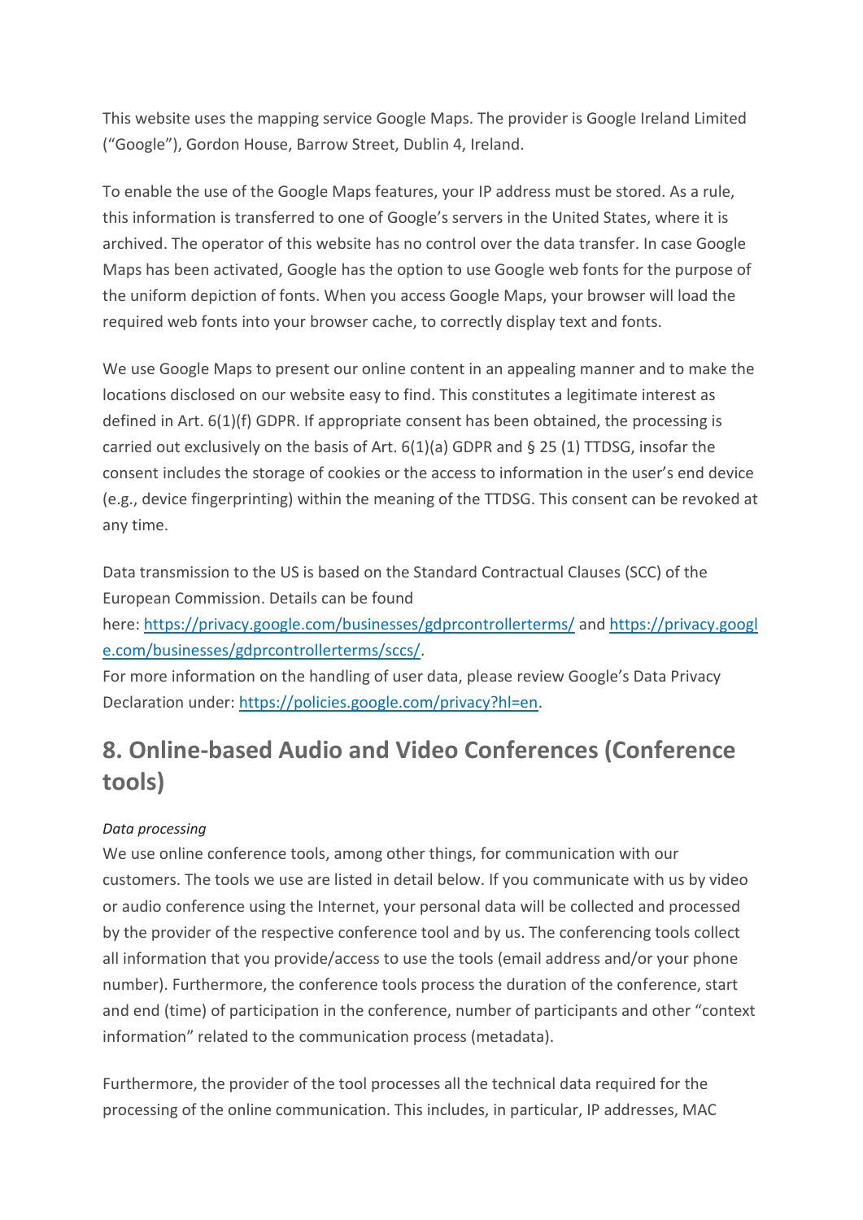This website uses the mapping service Google Maps. The provider is Google Ireland Limited ("Google"), Gordon House, Barrow Street, Dublin 4, Ireland.

To enable the use of the Google Maps features, your IP address must be stored. As a rule, this information is transferred to one of Google's servers in the United States, where it is archived. The operator of this website has no control over the data transfer. In case Google Maps has been activated, Google has the option to use Google web fonts for the purpose of the uniform depiction of fonts. When you access Google Maps, your browser will load the required web fonts into your browser cache, to correctly display text and fonts.

We use Google Maps to present our online content in an appealing manner and to make the locations disclosed on our website easy to find. This constitutes a legitimate interest as defined in Art. 6(1)(f) GDPR. If appropriate consent has been obtained, the processing is carried out exclusively on the basis of Art. 6(1)(a) GDPR and § 25 (1) TTDSG, insofar the consent includes the storage of cookies or the access to information in the user's end device (e.g., device fingerprinting) within the meaning of the TTDSG. This consent can be revoked at any time.

Data transmission to the US is based on the Standard Contractual Clauses (SCC) of the European Commission. Details can be found here: https://privacy.google.com/businesses/gdprcontrollerterms/ and https://privacy.google.com/businesses/gdprcontrollerterms/sccs/.
For more information on the handling of user data, please review Google's Data Privacy Declaration under: https://policies.google.com/privacy?hl=en.

## 8. Online-based Audio and Video Conferences (Conference tools)

*Data processing*
We use online conference tools, among other things, for communication with our customers. The tools we use are listed in detail below. If you communicate with us by video or audio conference using the Internet, your personal data will be collected and processed by the provider of the respective conference tool and by us. The conferencing tools collect all information that you provide/access to use the tools (email address and/or your phone number). Furthermore, the conference tools process the duration of the conference, start and end (time) of participation in the conference, number of participants and other "context information" related to the communication process (metadata).

Furthermore, the provider of the tool processes all the technical data required for the processing of the online communication. This includes, in particular, IP addresses, MAC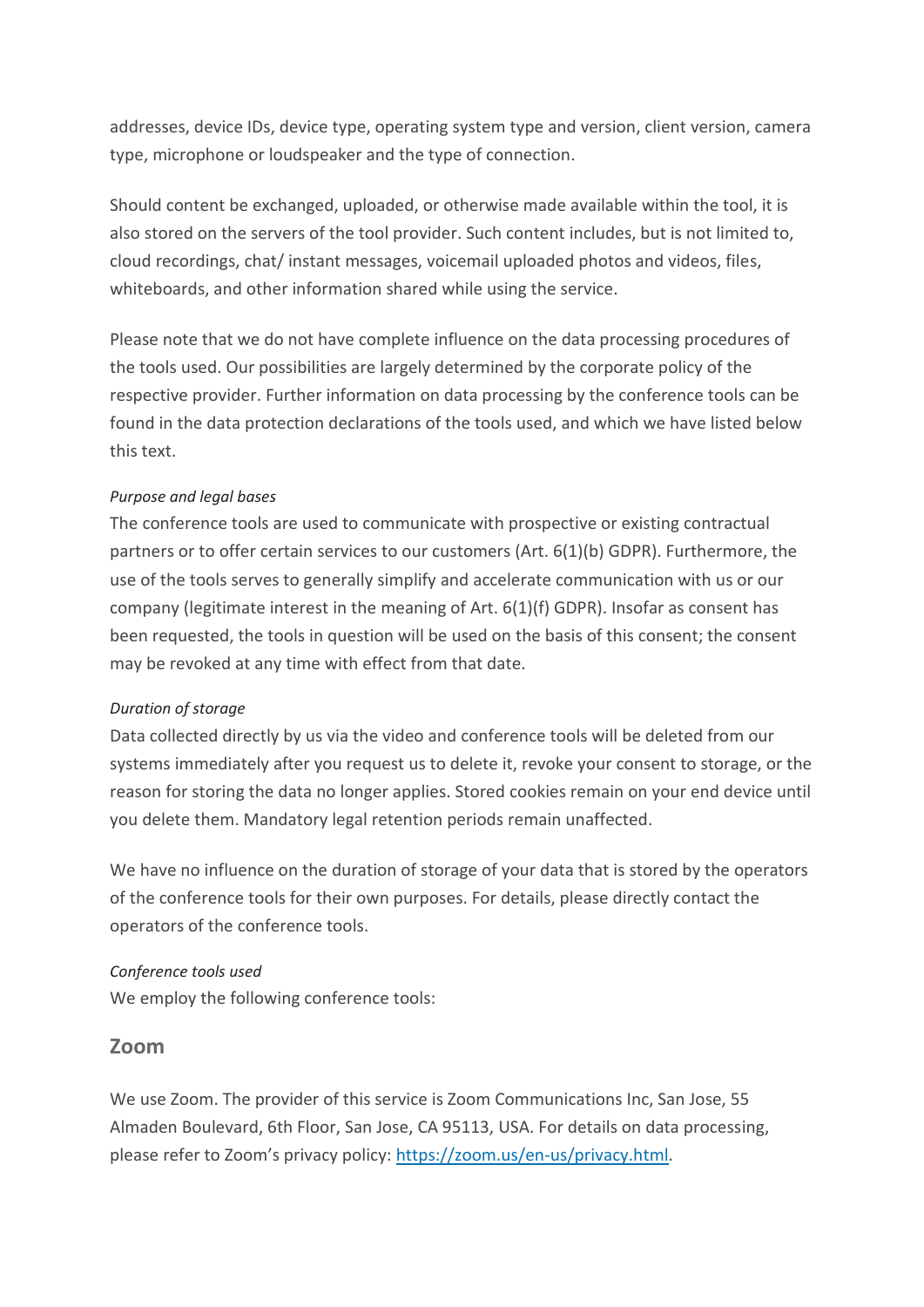addresses, device IDs, device type, operating system type and version, client version, camera type, microphone or loudspeaker and the type of connection.

Should content be exchanged, uploaded, or otherwise made available within the tool, it is also stored on the servers of the tool provider. Such content includes, but is not limited to, cloud recordings, chat/ instant messages, voicemail uploaded photos and videos, files, whiteboards, and other information shared while using the service.

Please note that we do not have complete influence on the data processing procedures of the tools used. Our possibilities are largely determined by the corporate policy of the respective provider. Further information on data processing by the conference tools can be found in the data protection declarations of the tools used, and which we have listed below this text.

*Purpose and legal bases*
The conference tools are used to communicate with prospective or existing contractual partners or to offer certain services to our customers (Art. 6(1)(b) GDPR). Furthermore, the use of the tools serves to generally simplify and accelerate communication with us or our company (legitimate interest in the meaning of Art. 6(1)(f) GDPR). Insofar as consent has been requested, the tools in question will be used on the basis of this consent; the consent may be revoked at any time with effect from that date.

*Duration of storage*
Data collected directly by us via the video and conference tools will be deleted from our systems immediately after you request us to delete it, revoke your consent to storage, or the reason for storing the data no longer applies. Stored cookies remain on your end device until you delete them. Mandatory legal retention periods remain unaffected.

We have no influence on the duration of storage of your data that is stored by the operators of the conference tools for their own purposes. For details, please directly contact the operators of the conference tools.

*Conference tools used*
We employ the following conference tools:

## Zoom

We use Zoom. The provider of this service is Zoom Communications Inc, San Jose, 55 Almaden Boulevard, 6th Floor, San Jose, CA 95113, USA. For details on data processing, please refer to Zoom's privacy policy: [https://zoom.us/en-us/privacy.html](https://zoom.us/en-us/privacy.html).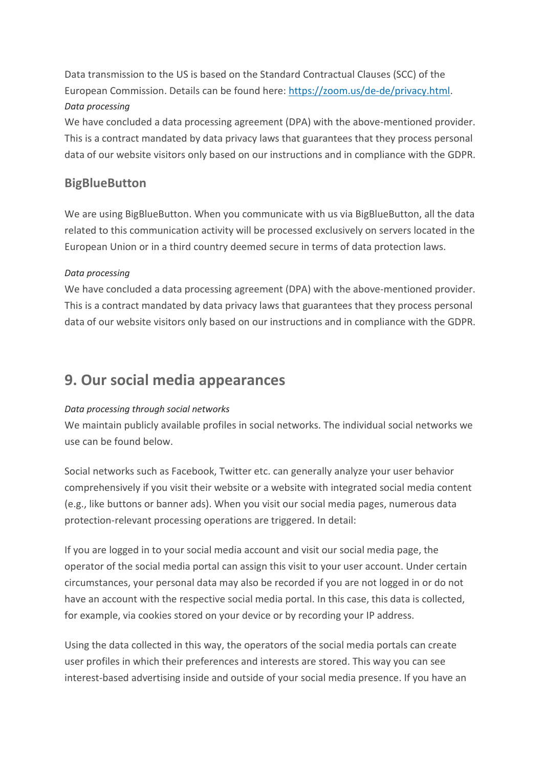Data transmission to the US is based on the Standard Contractual Clauses (SCC) of the European Commission. Details can be found here: https://zoom.us/de-de/privacy.html.

*Data processing*

We have concluded a data processing agreement (DPA) with the above-mentioned provider. This is a contract mandated by data privacy laws that guarantees that they process personal data of our website visitors only based on our instructions and in compliance with the GDPR.

### BigBlueButton

We are using BigBlueButton. When you communicate with us via BigBlueButton, all the data related to this communication activity will be processed exclusively on servers located in the European Union or in a third country deemed secure in terms of data protection laws.

*Data processing*

We have concluded a data processing agreement (DPA) with the above-mentioned provider. This is a contract mandated by data privacy laws that guarantees that they process personal data of our website visitors only based on our instructions and in compliance with the GDPR.

## 9. Our social media appearances

*Data processing through social networks*

We maintain publicly available profiles in social networks. The individual social networks we use can be found below.

Social networks such as Facebook, Twitter etc. can generally analyze your user behavior comprehensively if you visit their website or a website with integrated social media content (e.g., like buttons or banner ads). When you visit our social media pages, numerous data protection-relevant processing operations are triggered. In detail:

If you are logged in to your social media account and visit our social media page, the operator of the social media portal can assign this visit to your user account. Under certain circumstances, your personal data may also be recorded if you are not logged in or do not have an account with the respective social media portal. In this case, this data is collected, for example, via cookies stored on your device or by recording your IP address.

Using the data collected in this way, the operators of the social media portals can create user profiles in which their preferences and interests are stored. This way you can see interest-based advertising inside and outside of your social media presence. If you have an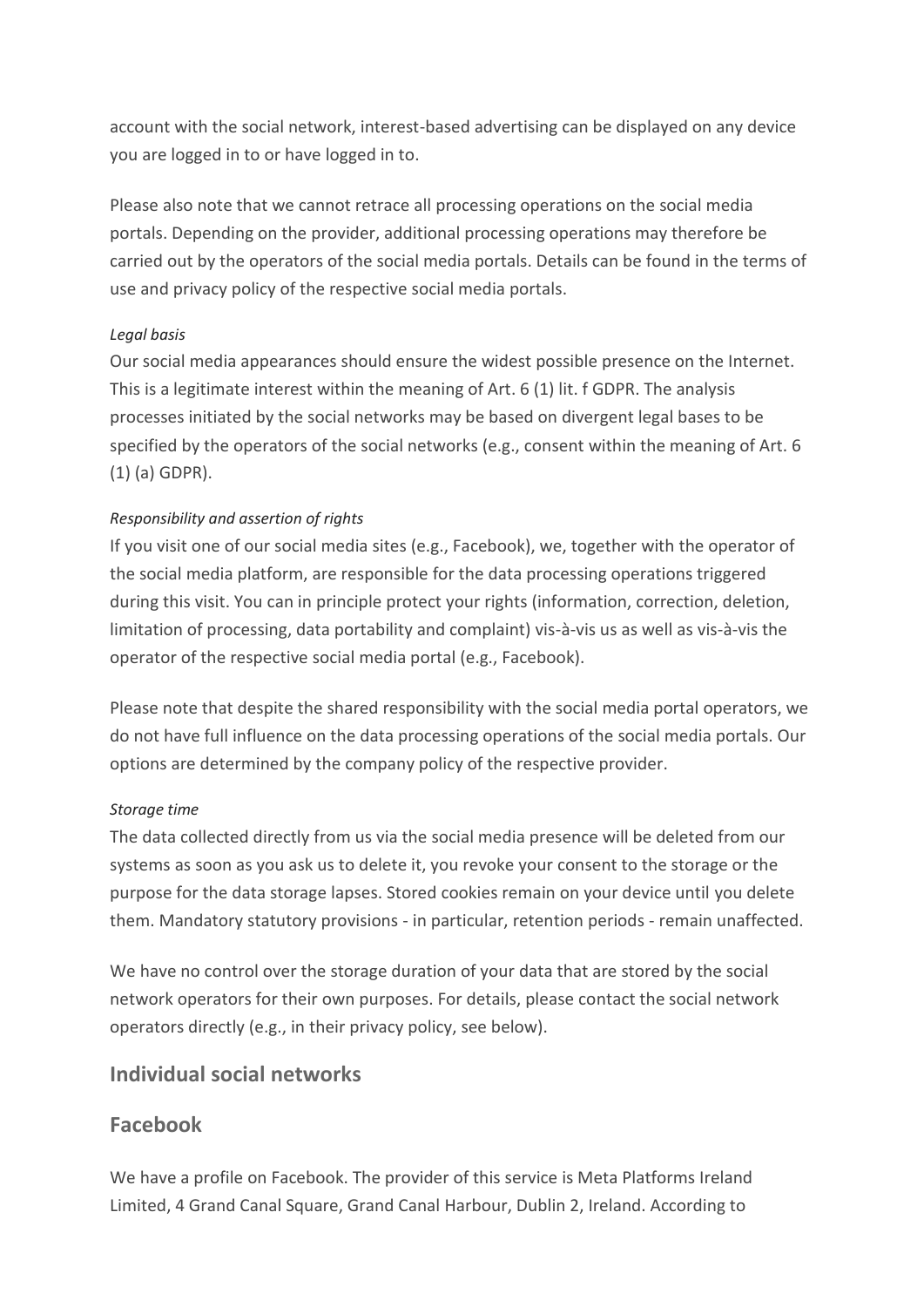account with the social network, interest-based advertising can be displayed on any device you are logged in to or have logged in to.

Please also note that we cannot retrace all processing operations on the social media portals. Depending on the provider, additional processing operations may therefore be carried out by the operators of the social media portals. Details can be found in the terms of use and privacy policy of the respective social media portals.

*Legal basis*

Our social media appearances should ensure the widest possible presence on the Internet. This is a legitimate interest within the meaning of Art. 6 (1) lit. f GDPR. The analysis processes initiated by the social networks may be based on divergent legal bases to be specified by the operators of the social networks (e.g., consent within the meaning of Art. 6 (1) (a) GDPR).

*Responsibility and assertion of rights*

If you visit one of our social media sites (e.g., Facebook), we, together with the operator of the social media platform, are responsible for the data processing operations triggered during this visit. You can in principle protect your rights (information, correction, deletion, limitation of processing, data portability and complaint) vis-à-vis us as well as vis-à-vis the operator of the respective social media portal (e.g., Facebook).

Please note that despite the shared responsibility with the social media portal operators, we do not have full influence on the data processing operations of the social media portals. Our options are determined by the company policy of the respective provider.

*Storage time*

The data collected directly from us via the social media presence will be deleted from our systems as soon as you ask us to delete it, you revoke your consent to the storage or the purpose for the data storage lapses. Stored cookies remain on your device until you delete them. Mandatory statutory provisions - in particular, retention periods - remain unaffected.

We have no control over the storage duration of your data that are stored by the social network operators for their own purposes. For details, please contact the social network operators directly (e.g., in their privacy policy, see below).

## Individual social networks

## Facebook

We have a profile on Facebook. The provider of this service is Meta Platforms Ireland Limited, 4 Grand Canal Square, Grand Canal Harbour, Dublin 2, Ireland. According to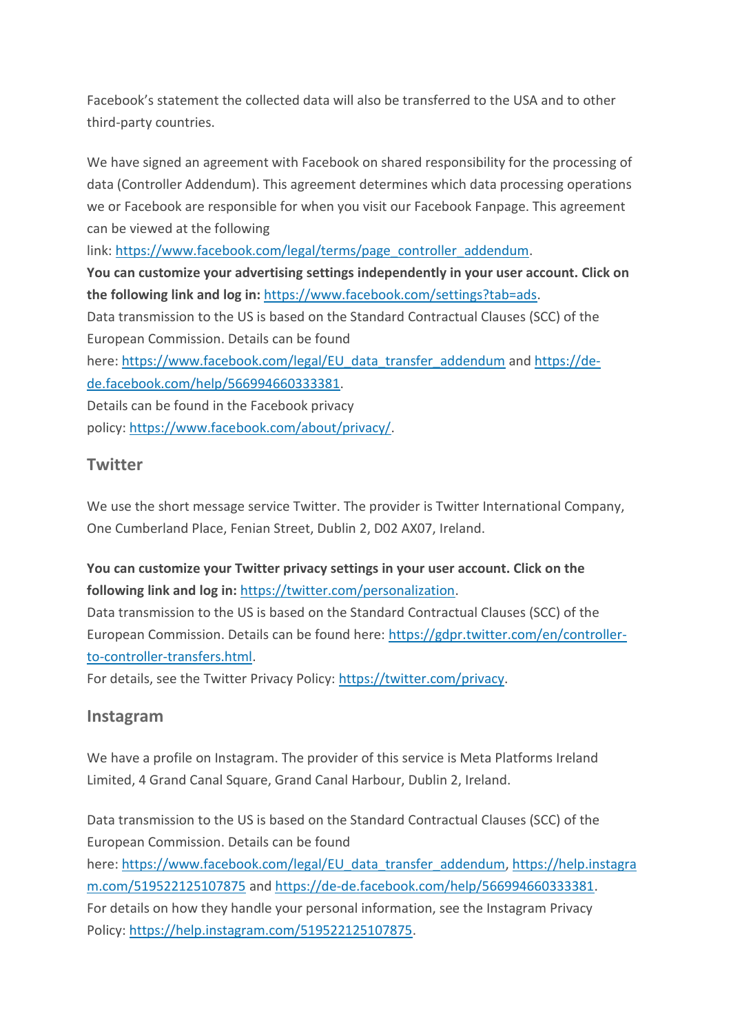Facebook's statement the collected data will also be transferred to the USA and to other third-party countries.

We have signed an agreement with Facebook on shared responsibility for the processing of data (Controller Addendum). This agreement determines which data processing operations we or Facebook are responsible for when you visit our Facebook Fanpage. This agreement can be viewed at the following link: https://www.facebook.com/legal/terms/page_controller_addendum.
**You can customize your advertising settings independently in your user account. Click on the following link and log in:** https://www.facebook.com/settings?tab=ads.
Data transmission to the US is based on the Standard Contractual Clauses (SCC) of the European Commission. Details can be found here: https://www.facebook.com/legal/EU_data_transfer_addendum and https://de-de.facebook.com/help/566994660333381.
Details can be found in the Facebook privacy policy: https://www.facebook.com/about/privacy/.

## Twitter

We use the short message service Twitter. The provider is Twitter International Company, One Cumberland Place, Fenian Street, Dublin 2, D02 AX07, Ireland.

**You can customize your Twitter privacy settings in your user account. Click on the following link and log in:** https://twitter.com/personalization.
Data transmission to the US is based on the Standard Contractual Clauses (SCC) of the European Commission. Details can be found here: https://gdpr.twitter.com/en/controller-to-controller-transfers.html.
For details, see the Twitter Privacy Policy: https://twitter.com/privacy.

## Instagram

We have a profile on Instagram. The provider of this service is Meta Platforms Ireland Limited, 4 Grand Canal Square, Grand Canal Harbour, Dublin 2, Ireland.

Data transmission to the US is based on the Standard Contractual Clauses (SCC) of the European Commission. Details can be found here: https://www.facebook.com/legal/EU_data_transfer_addendum, https://help.instagram.com/519522125107875 and https://de-de.facebook.com/help/566994660333381.
For details on how they handle your personal information, see the Instagram Privacy Policy: https://help.instagram.com/519522125107875.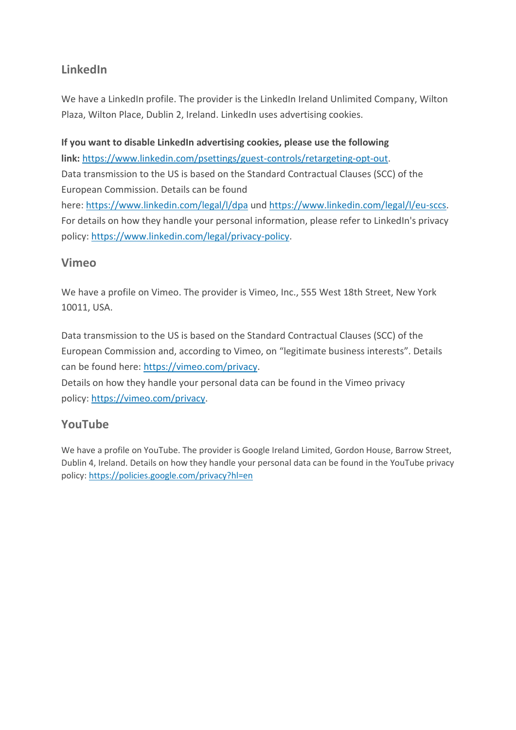## LinkedIn

We have a LinkedIn profile. The provider is the LinkedIn Ireland Unlimited Company, Wilton Plaza, Wilton Place, Dublin 2, Ireland. LinkedIn uses advertising cookies.

**If you want to disable LinkedIn advertising cookies, please use the following link:** https://www.linkedin.com/psettings/guest-controls/retargeting-opt-out.
Data transmission to the US is based on the Standard Contractual Clauses (SCC) of the European Commission. Details can be found here: https://www.linkedin.com/legal/l/dpa und https://www.linkedin.com/legal/l/eu-sccs.
For details on how they handle your personal information, please refer to LinkedIn's privacy policy: https://www.linkedin.com/legal/privacy-policy.

## Vimeo

We have a profile on Vimeo. The provider is Vimeo, Inc., 555 West 18th Street, New York 10011, USA.

Data transmission to the US is based on the Standard Contractual Clauses (SCC) of the European Commission and, according to Vimeo, on "legitimate business interests". Details can be found here: https://vimeo.com/privacy.
Details on how they handle your personal data can be found in the Vimeo privacy policy: https://vimeo.com/privacy.

## YouTube

We have a profile on YouTube. The provider is Google Ireland Limited, Gordon House, Barrow Street, Dublin 4, Ireland. Details on how they handle your personal data can be found in the YouTube privacy policy: https://policies.google.com/privacy?hl=en